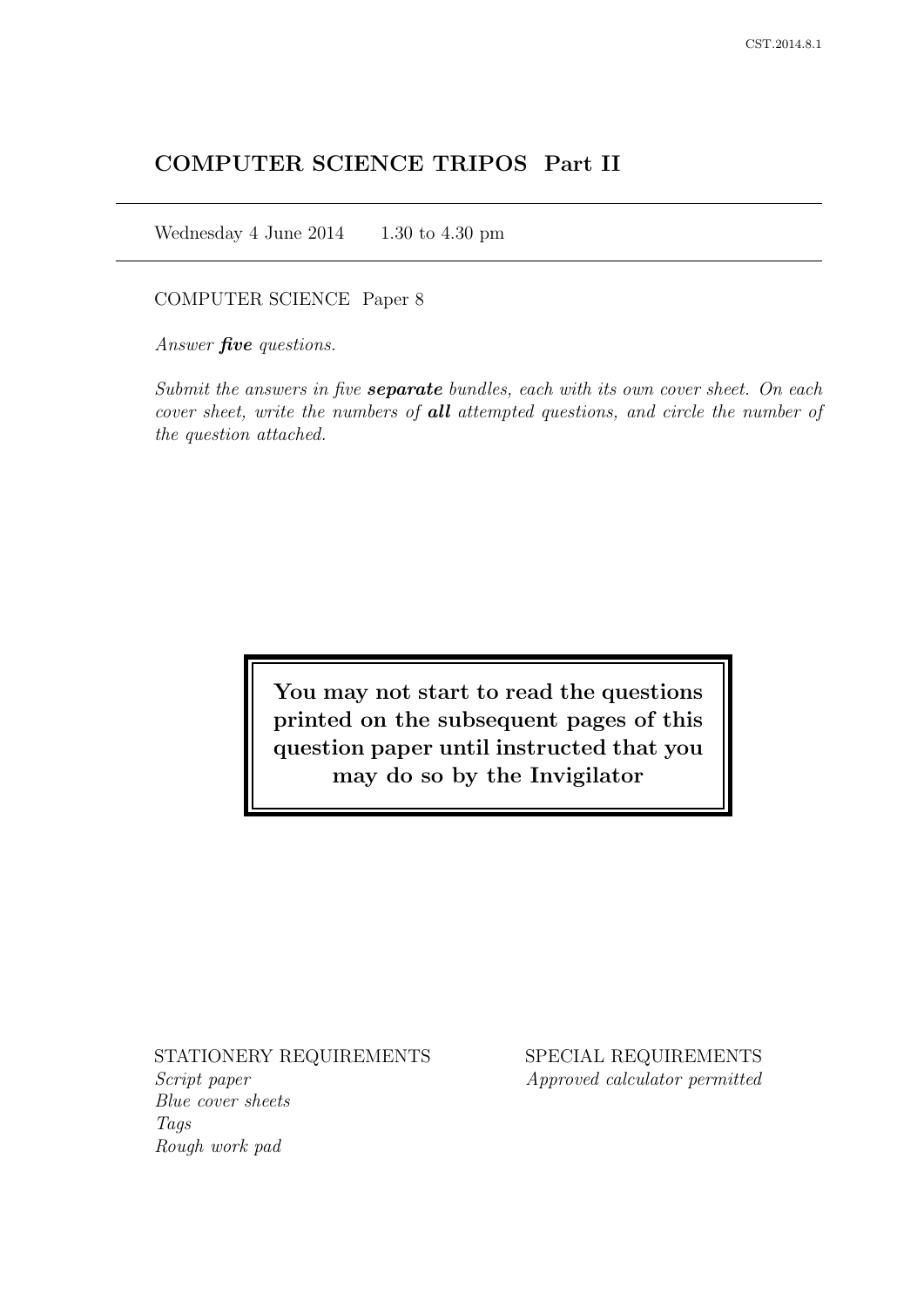# COMPUTER SCIENCE TRIPOS Part II

Wednesday 4 June 2014 1.30 to 4.30 pm

COMPUTER SCIENCE Paper 8

*Answer **five** questions.*

*Submit the answers in five **separate** bundles, each with its own cover sheet. On each cover sheet, write the numbers of **all** attempted questions, and circle the number of the question attached.*

**You may not start to read the questions printed on the subsequent pages of this question paper until instructed that you may do so by the Invigilator**

STATIONERY REQUIREMENTS
*Script paper*
*Blue cover sheets*
*Tags*
*Rough work pad*

SPECIAL REQUIREMENTS
*Approved calculator permitted*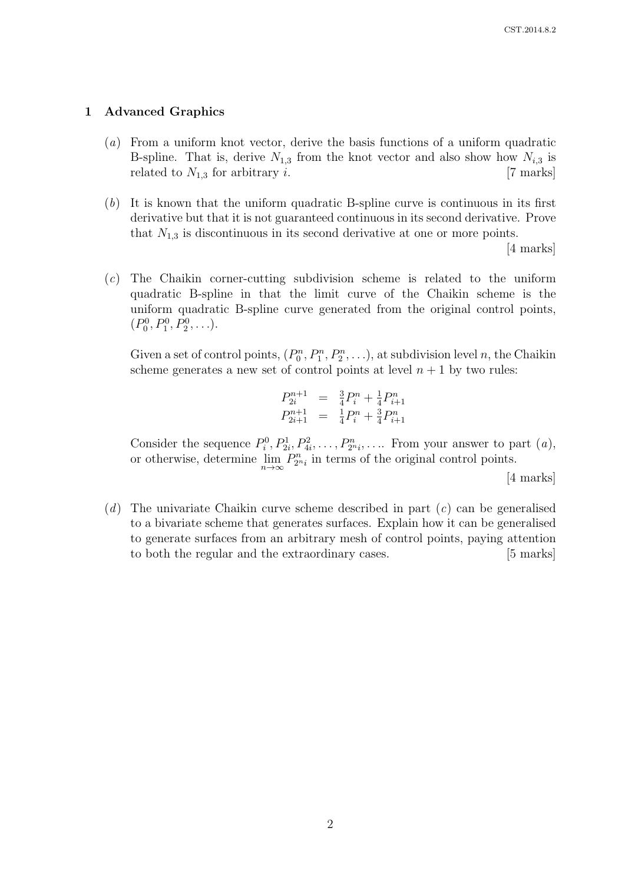## 1 Advanced Graphics

(*a*) From a uniform knot vector, derive the basis functions of a uniform quadratic B-spline. That is, derive $N_{1,3}$ from the knot vector and also show how $N_{i,3}$ is related to $N_{1,3}$ for arbitrary $i$. [7 marks]

(*b*) It is known that the uniform quadratic B-spline curve is continuous in its first derivative but that it is not guaranteed continuous in its second derivative. Prove that $N_{1,3}$ is discontinuous in its second derivative at one or more points. [4 marks]

(*c*) The Chaikin corner-cutting subdivision scheme is related to the uniform quadratic B-spline in that the limit curve of the Chaikin scheme is the uniform quadratic B-spline curve generated from the original control points, $(P_0^0, P_1^0, P_2^0, \ldots)$.

Given a set of control points, $(P_0^n, P_1^n, P_2^n, \ldots)$, at subdivision level $n$, the Chaikin scheme generates a new set of control points at level $n+1$ by two rules:

$$
\begin{aligned}
P_{2i}^{n+1} &= \tfrac{3}{4}P_i^n + \tfrac{1}{4}P_{i+1}^n \\
P_{2i+1}^{n+1} &= \tfrac{1}{4}P_i^n + \tfrac{3}{4}P_{i+1}^n
\end{aligned}
$$

Consider the sequence $P_i^0, P_{2i}^1, P_{4i}^2, \ldots, P_{2^n i}^n, \ldots$. From your answer to part (*a*), or otherwise, determine $\lim_{n\to\infty} P_{2^n i}^n$ in terms of the original control points. [4 marks]

(*d*) The univariate Chaikin curve scheme described in part (*c*) can be generalised to a bivariate scheme that generates surfaces. Explain how it can be generalised to generate surfaces from an arbitrary mesh of control points, paying attention to both the regular and the extraordinary cases. [5 marks]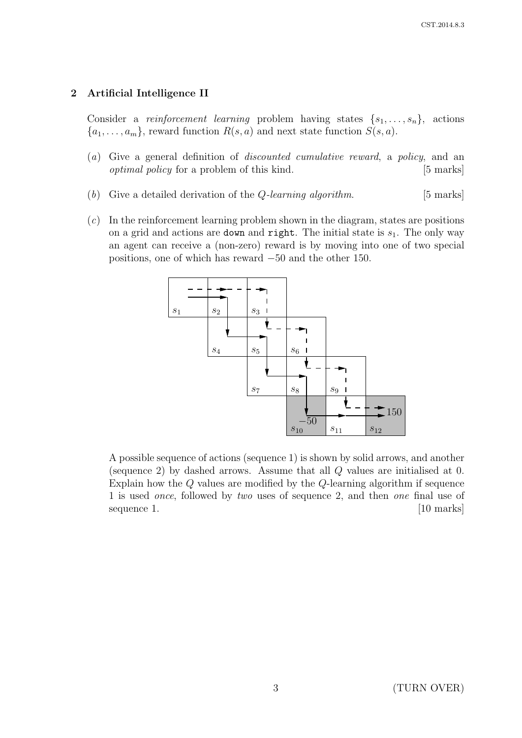## 2 Artificial Intelligence II

Consider a *reinforcement learning* problem having states $\{s_1, \ldots, s_n\}$, actions $\{a_1, \ldots, a_m\}$, reward function $R(s, a)$ and next state function $S(s, a)$.

(*a*) Give a general definition of *discounted cumulative reward*, a *policy*, and an *optimal policy* for a problem of this kind. [5 marks]

(*b*) Give a detailed derivation of the *Q-learning algorithm*. [5 marks]

(*c*) In the reinforcement learning problem shown in the diagram, states are positions on a grid and actions are `down` and `right`. The initial state is $s_1$. The only way an agent can receive a (non-zero) reward is by moving into one of two special positions, one of which has reward $-50$ and the other 150.

A possible sequence of actions (sequence 1) is shown by solid arrows, and another (sequence 2) by dashed arrows. Assume that all $Q$ values are initialised at 0. Explain how the $Q$ values are modified by the $Q$-learning algorithm if sequence 1 is used *once*, followed by *two* uses of sequence 2, and then *one* final use of sequence 1. [10 marks]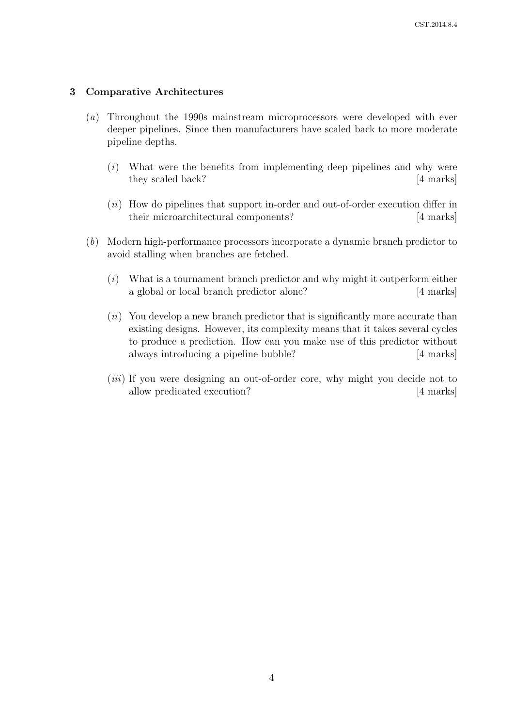## 3 Comparative Architectures

(*a*) Throughout the 1990s mainstream microprocessors were developed with ever deeper pipelines. Since then manufacturers have scaled back to more moderate pipeline depths.

(*i*) What were the benefits from implementing deep pipelines and why were they scaled back? [4 marks]

(*ii*) How do pipelines that support in-order and out-of-order execution differ in their microarchitectural components? [4 marks]

(*b*) Modern high-performance processors incorporate a dynamic branch predictor to avoid stalling when branches are fetched.

(*i*) What is a tournament branch predictor and why might it outperform either a global or local branch predictor alone? [4 marks]

(*ii*) You develop a new branch predictor that is significantly more accurate than existing designs. However, its complexity means that it takes several cycles to produce a prediction. How can you make use of this predictor without always introducing a pipeline bubble? [4 marks]

(*iii*) If you were designing an out-of-order core, why might you decide not to allow predicated execution? [4 marks]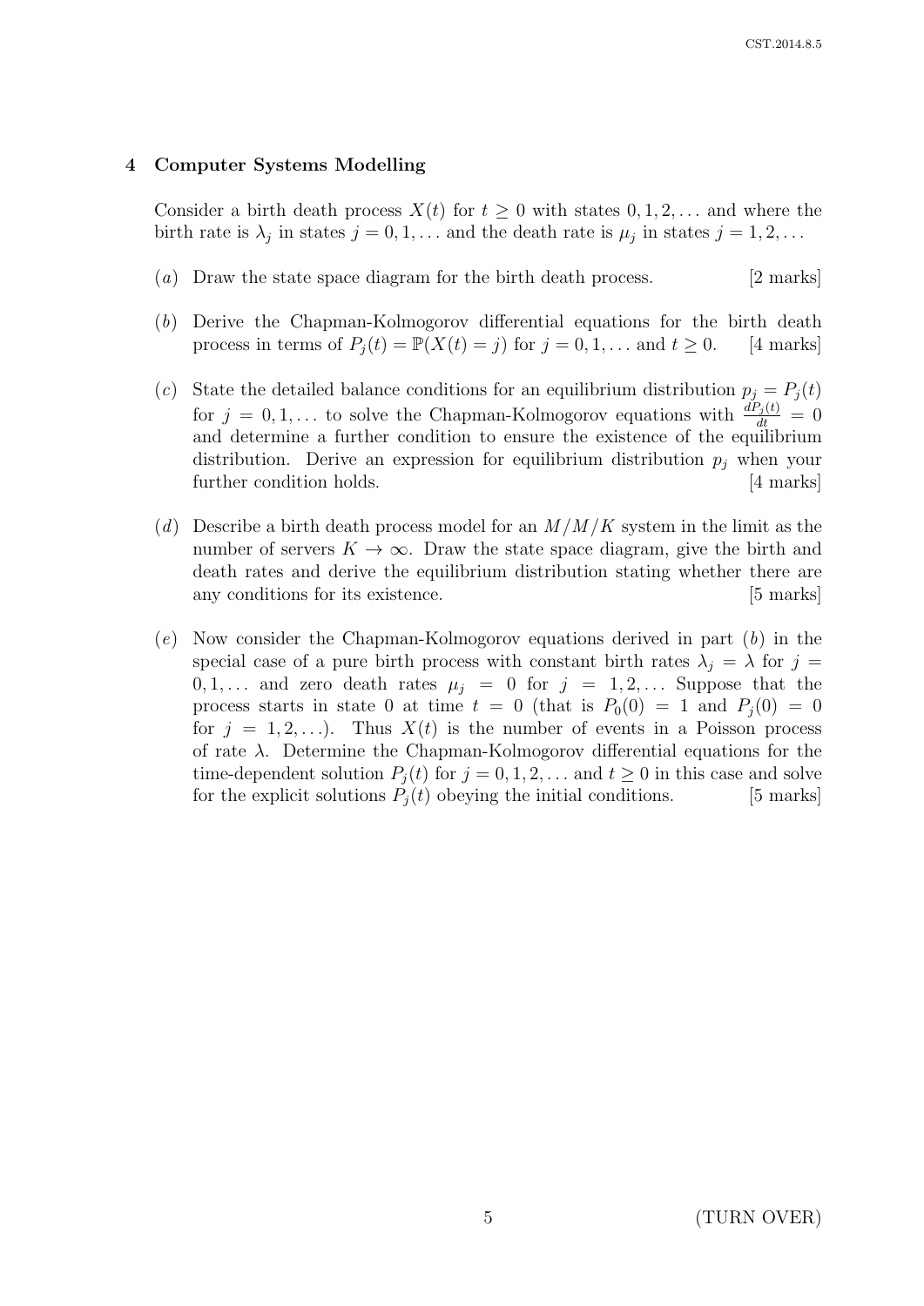## 4 Computer Systems Modelling

Consider a birth death process $X(t)$ for $t \geq 0$ with states $0, 1, 2, \ldots$ and where the birth rate is $\lambda_j$ in states $j = 0, 1, \ldots$ and the death rate is $\mu_j$ in states $j = 1, 2, \ldots$

(*a*) Draw the state space diagram for the birth death process. [2 marks]

(*b*) Derive the Chapman-Kolmogorov differential equations for the birth death process in terms of $P_j(t) = \mathbb{P}(X(t) = j)$ for $j = 0, 1, \ldots$ and $t \geq 0$. [4 marks]

(*c*) State the detailed balance conditions for an equilibrium distribution $p_j = P_j(t)$ for $j = 0, 1, \ldots$ to solve the Chapman-Kolmogorov equations with $\frac{dP_j(t)}{dt} = 0$ and determine a further condition to ensure the existence of the equilibrium distribution. Derive an expression for equilibrium distribution $p_j$ when your further condition holds. [4 marks]

(*d*) Describe a birth death process model for an $M/M/K$ system in the limit as the number of servers $K \to \infty$. Draw the state space diagram, give the birth and death rates and derive the equilibrium distribution stating whether there are any conditions for its existence. [5 marks]

(*e*) Now consider the Chapman-Kolmogorov equations derived in part (*b*) in the special case of a pure birth process with constant birth rates $\lambda_j = \lambda$ for $j = 0, 1, \ldots$ and zero death rates $\mu_j = 0$ for $j = 1, 2, \ldots$ Suppose that the process starts in state 0 at time $t = 0$ (that is $P_0(0) = 1$ and $P_j(0) = 0$ for $j = 1, 2, \ldots$). Thus $X(t)$ is the number of events in a Poisson process of rate $\lambda$. Determine the Chapman-Kolmogorov differential equations for the time-dependent solution $P_j(t)$ for $j = 0, 1, 2, \ldots$ and $t \geq 0$ in this case and solve for the explicit solutions $P_j(t)$ obeying the initial conditions. [5 marks]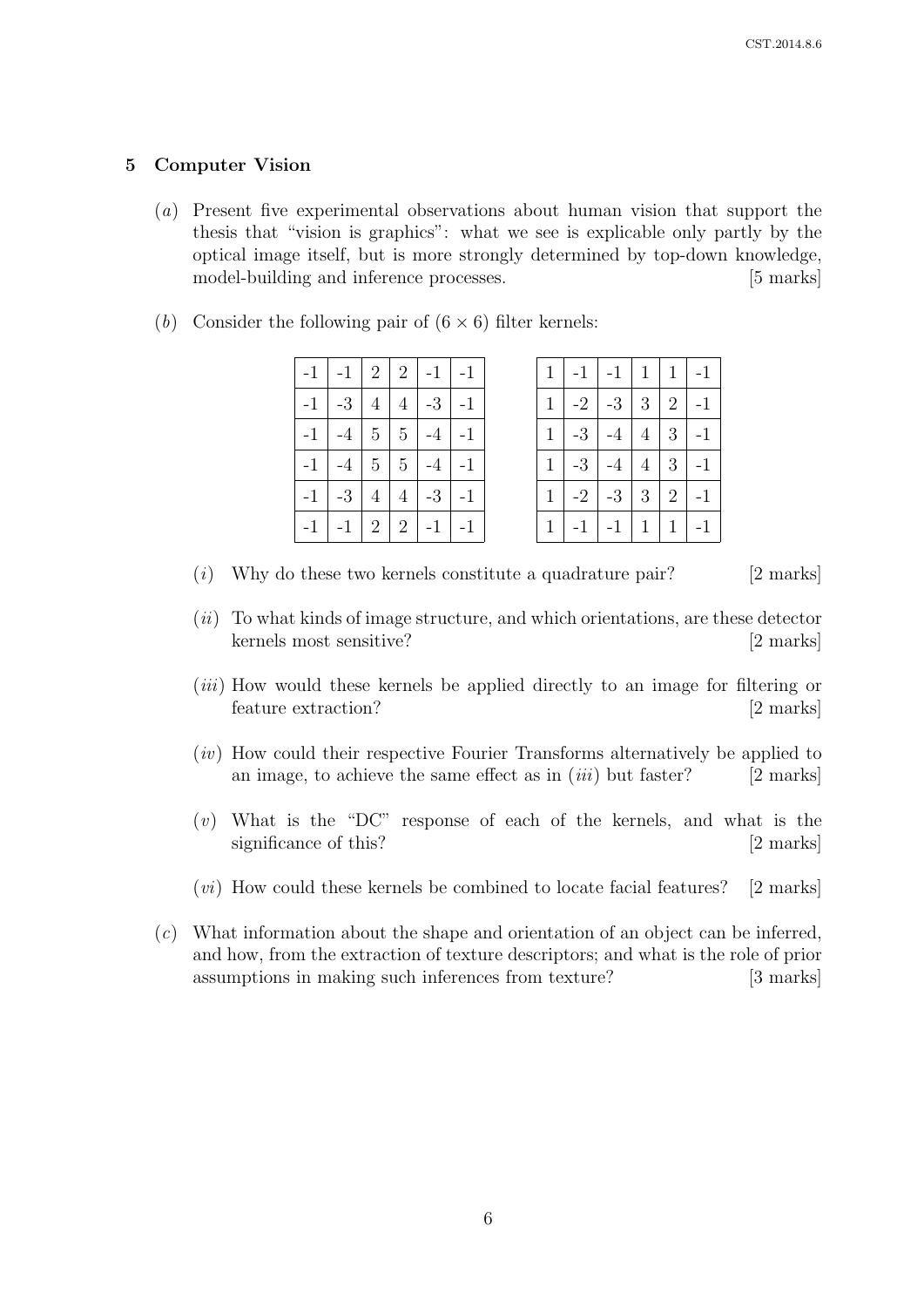## 5 Computer Vision

(*a*) Present five experimental observations about human vision that support the thesis that "vision is graphics": what we see is explicable only partly by the optical image itself, but is more strongly determined by top-down knowledge, model-building and inference processes. [5 marks]

(*b*) Consider the following pair of $(6 \times 6)$ filter kernels:

| | | | | | |
|---|---|---|---|---|---|
| -1 | -1 | 2 | 2 | -1 | -1 |
| -1 | -3 | 4 | 4 | -3 | -1 |
| -1 | -4 | 5 | 5 | -4 | -1 |
| -1 | -4 | 5 | 5 | -4 | -1 |
| -1 | -3 | 4 | 4 | -3 | -1 |
| -1 | -1 | 2 | 2 | -1 | -1 |

| | | | | | |
|---|---|---|---|---|---|
| 1 | -1 | -1 | 1 | 1 | -1 |
| 1 | -2 | -3 | 3 | 2 | -1 |
| 1 | -3 | -4 | 4 | 3 | -1 |
| 1 | -3 | -4 | 4 | 3 | -1 |
| 1 | -2 | -3 | 3 | 2 | -1 |
| 1 | -1 | -1 | 1 | 1 | -1 |

(*i*) Why do these two kernels constitute a quadrature pair? [2 marks]

(*ii*) To what kinds of image structure, and which orientations, are these detector kernels most sensitive? [2 marks]

(*iii*) How would these kernels be applied directly to an image for filtering or feature extraction? [2 marks]

(*iv*) How could their respective Fourier Transforms alternatively be applied to an image, to achieve the same effect as in (*iii*) but faster? [2 marks]

(*v*) What is the "DC" response of each of the kernels, and what is the significance of this? [2 marks]

(*vi*) How could these kernels be combined to locate facial features? [2 marks]

(*c*) What information about the shape and orientation of an object can be inferred, and how, from the extraction of texture descriptors; and what is the role of prior assumptions in making such inferences from texture? [3 marks]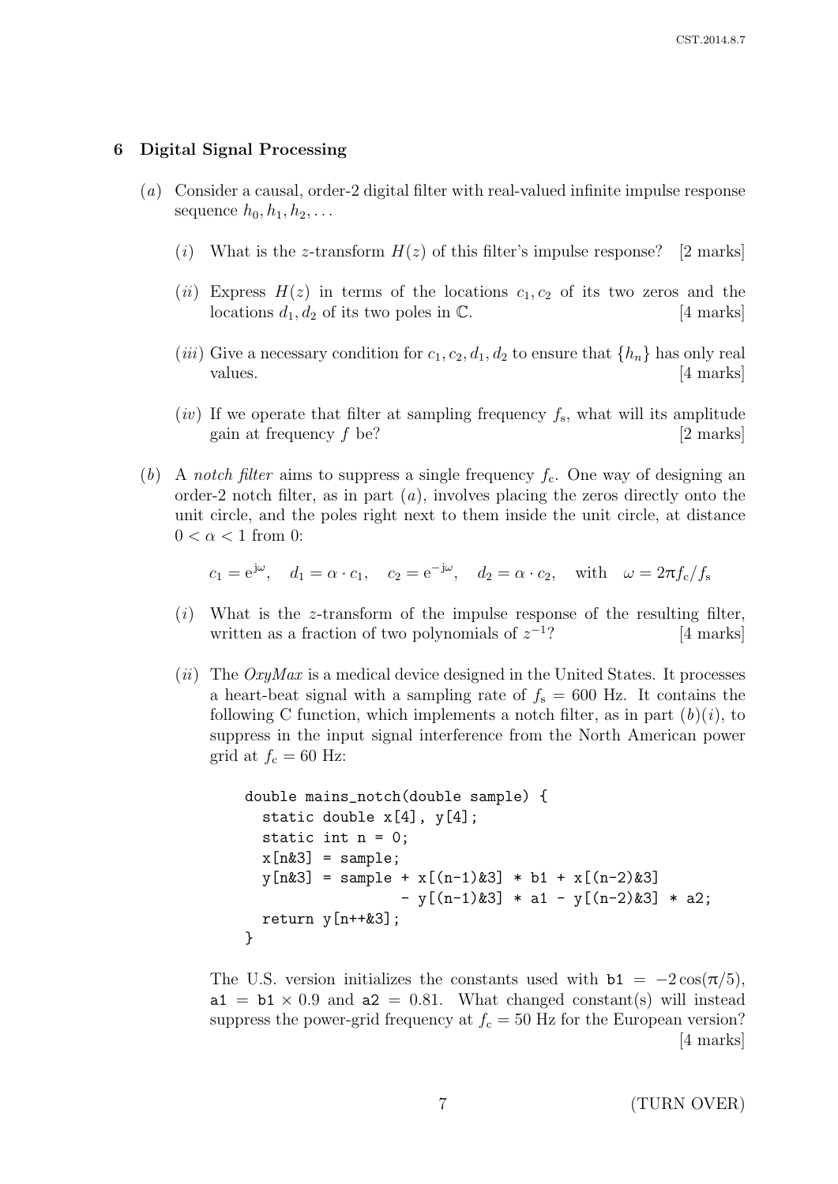## 6 Digital Signal Processing

(*a*) Consider a causal, order-2 digital filter with real-valued infinite impulse response sequence $h_0, h_1, h_2, \ldots$

(*i*) What is the $z$-transform $H(z)$ of this filter's impulse response? [2 marks]

(*ii*) Express $H(z)$ in terms of the locations $c_1, c_2$ of its two zeros and the locations $d_1, d_2$ of its two poles in $\mathbb{C}$. [4 marks]

(*iii*) Give a necessary condition for $c_1, c_2, d_1, d_2$ to ensure that $\{h_n\}$ has only real values. [4 marks]

(*iv*) If we operate that filter at sampling frequency $f_s$, what will its amplitude gain at frequency $f$ be? [2 marks]

(*b*) A *notch filter* aims to suppress a single frequency $f_c$. One way of designing an order-2 notch filter, as in part (*a*), involves placing the zeros directly onto the unit circle, and the poles right next to them inside the unit circle, at distance $0 < \alpha < 1$ from 0:

$$c_1 = e^{j\omega}, \quad d_1 = \alpha \cdot c_1, \quad c_2 = e^{-j\omega}, \quad d_2 = \alpha \cdot c_2, \quad \text{with} \quad \omega = 2\pi f_c / f_s$$

(*i*) What is the $z$-transform of the impulse response of the resulting filter, written as a fraction of two polynomials of $z^{-1}$? [4 marks]

(*ii*) The *OxyMax* is a medical device designed in the United States. It processes a heart-beat signal with a sampling rate of $f_s = 600$ Hz. It contains the following C function, which implements a notch filter, as in part (*b*)(*i*), to suppress in the input signal interference from the North American power grid at $f_c = 60$ Hz:

```
double mains_notch(double sample) {
  static double x[4], y[4];
  static int n = 0;
  x[n&3] = sample;
  y[n&3] = sample + x[(n-1)&3] * b1 + x[(n-2)&3]
                  - y[(n-1)&3] * a1 - y[(n-2)&3] * a2;
  return y[n++&3];
}
```

The U.S. version initializes the constants used with `b1` $= -2\cos(\pi/5)$, `a1` $=$ `b1` $\times\, 0.9$ and `a2` $= 0.81$. What changed constant(s) will instead suppress the power-grid frequency at $f_c = 50$ Hz for the European version? [4 marks]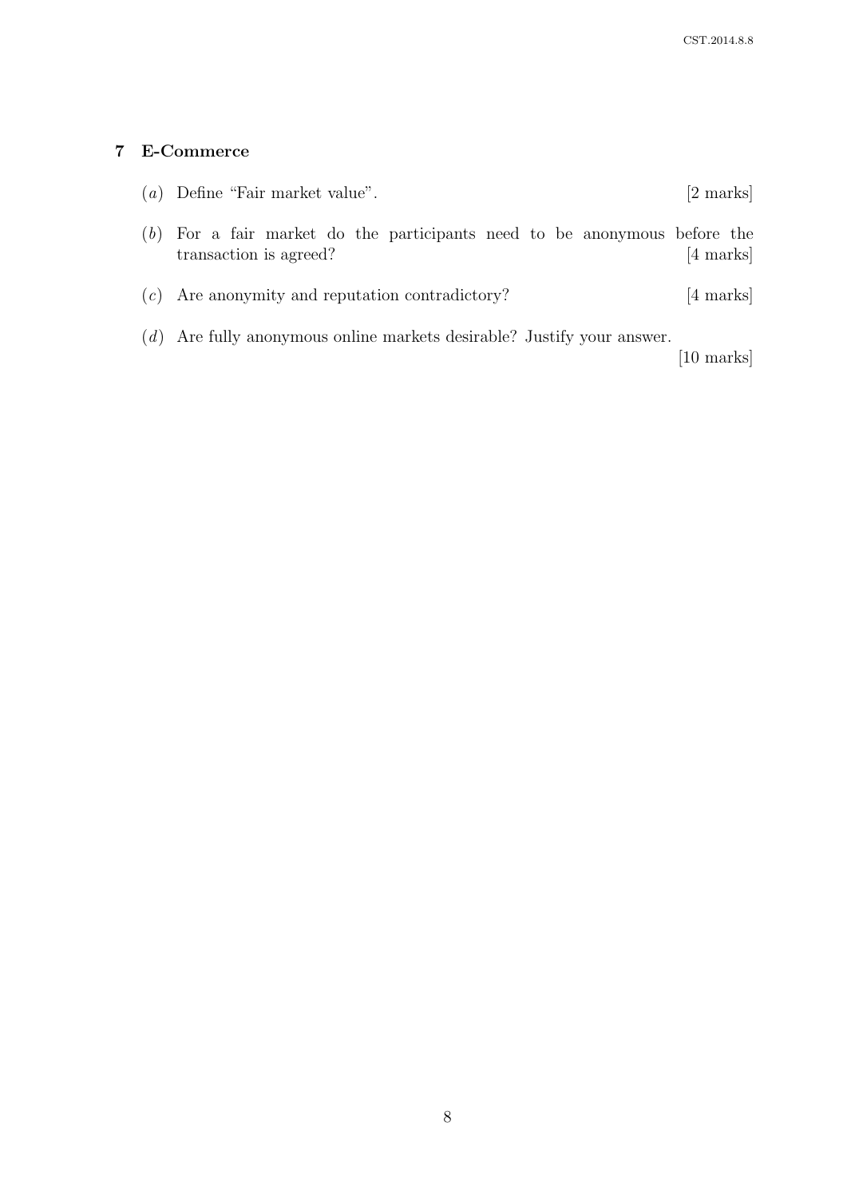## 7 E-Commerce

(*a*) Define "Fair market value". [2 marks]

(*b*) For a fair market do the participants need to be anonymous before the transaction is agreed? [4 marks]

(*c*) Are anonymity and reputation contradictory? [4 marks]

(*d*) Are fully anonymous online markets desirable? Justify your answer. [10 marks]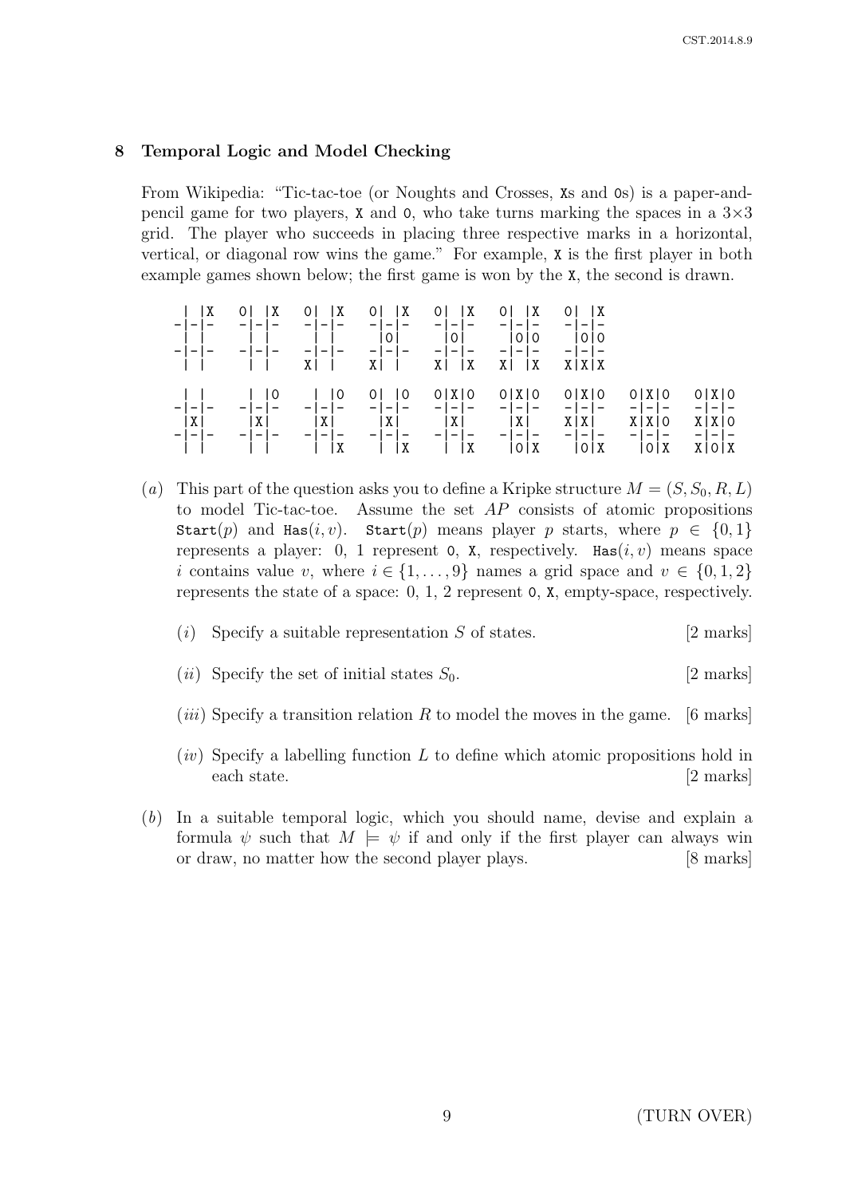## 8 Temporal Logic and Model Checking

From Wikipedia: "Tic-tac-toe (or Noughts and Crosses, Xs and Os) is a paper-and-pencil game for two players, X and O, who take turns marking the spaces in a 3×3 grid. The player who succeeds in placing three respective marks in a horizontal, vertical, or diagonal row wins the game." For example, X is the first player in both example games shown below; the first game is won by the X, the second is drawn.

```
 | |X   O| |X   O| |X   O| |X   O| |X   O| |X   O| |X
-|-|-   -|-|-   -|-|-   -|-|-   -|-|-   -|-|-   -|-|-
 | |     | |     | |     |O|     |O|     |O|O    |O|O
-|-|-   -|-|-   -|-|-   -|-|-   -|-|-   -|-|-   -|-|-
 | |     | |    X| |    X| |    X| |X   X| |X   X|X|X

 | |     | |O    | |O   O| |O   O|X|O   O|X|O   O|X|O   O|X|O   O|X|O
-|-|-   -|-|-   -|-|-   -|-|-   -|-|-   -|-|-   -|-|-   -|-|-   -|-|-
 |X|     |X|     |X|     |X|     |X|     |X|    X|X|    X|X|O   X|X|O
-|-|-   -|-|-   -|-|-   -|-|-   -|-|-   -|-|-   -|-|-   -|-|-   -|-|-
 | |     | |     | |X    | |X    | |X    |O|X    |O|X    |O|X   X|O|X
```

(*a*) This part of the question asks you to define a Kripke structure $M = (S, S_0, R, L)$ to model Tic-tac-toe. Assume the set $AP$ consists of atomic propositions Start($p$) and Has($i, v$). Start($p$) means player $p$ starts, where $p \in \{0, 1\}$ represents a player: 0, 1 represent O, X, respectively. Has($i, v$) means space $i$ contains value $v$, where $i \in \{1, \ldots, 9\}$ names a grid space and $v \in \{0, 1, 2\}$ represents the state of a space: 0, 1, 2 represent O, X, empty-space, respectively.

(*i*) Specify a suitable representation $S$ of states. [2 marks]

(*ii*) Specify the set of initial states $S_0$. [2 marks]

(*iii*) Specify a transition relation $R$ to model the moves in the game. [6 marks]

(*iv*) Specify a labelling function $L$ to define which atomic propositions hold in each state. [2 marks]

(*b*) In a suitable temporal logic, which you should name, devise and explain a formula $\psi$ such that $M \models \psi$ if and only if the first player can always win or draw, no matter how the second player plays. [8 marks]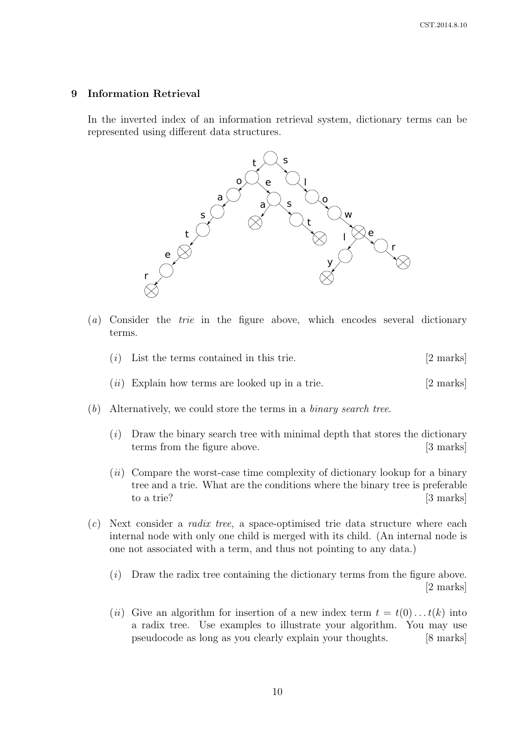## 9 Information Retrieval

In the inverted index of an information retrieval system, dictionary terms can be represented using different data structures.

(*a*) Consider the *trie* in the figure above, which encodes several dictionary terms.

(*i*) List the terms contained in this trie. [2 marks]

(*ii*) Explain how terms are looked up in a trie. [2 marks]

(*b*) Alternatively, we could store the terms in a *binary search tree*.

(*i*) Draw the binary search tree with minimal depth that stores the dictionary terms from the figure above. [3 marks]

(*ii*) Compare the worst-case time complexity of dictionary lookup for a binary tree and a trie. What are the conditions where the binary tree is preferable to a trie? [3 marks]

(*c*) Next consider a *radix tree*, a space-optimised trie data structure where each internal node with only one child is merged with its child. (An internal node is one not associated with a term, and thus not pointing to any data.)

(*i*) Draw the radix tree containing the dictionary terms from the figure above. [2 marks]

(*ii*) Give an algorithm for insertion of a new index term $t = t(0) \dots t(k)$ into a radix tree. Use examples to illustrate your algorithm. You may use pseudocode as long as you clearly explain your thoughts. [8 marks]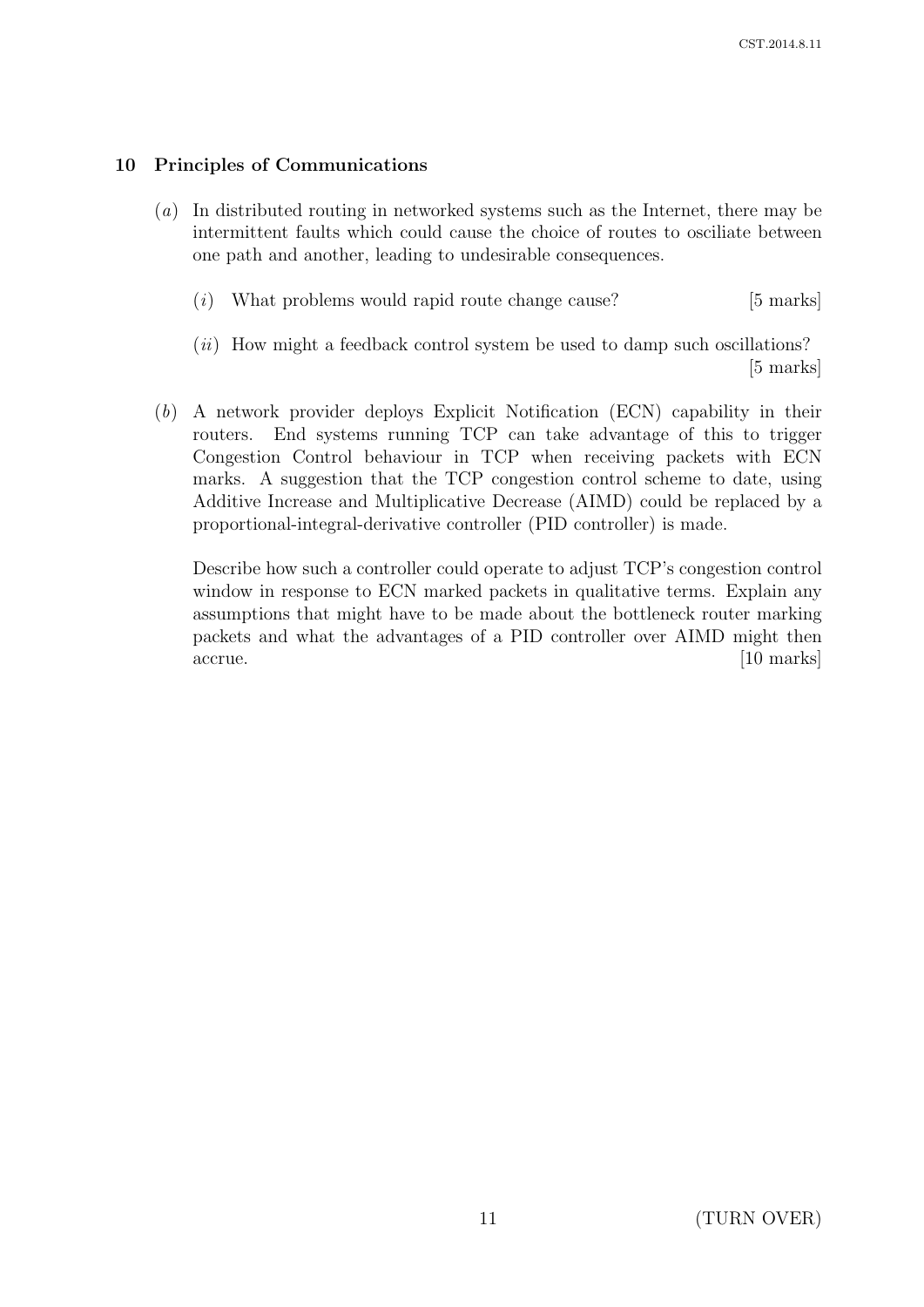## 10 Principles of Communications

(*a*) In distributed routing in networked systems such as the Internet, there may be intermittent faults which could cause the choice of routes to osciliate between one path and another, leading to undesirable consequences.

(*i*) What problems would rapid route change cause? [5 marks]

(*ii*) How might a feedback control system be used to damp such oscillations? [5 marks]

(*b*) A network provider deploys Explicit Notification (ECN) capability in their routers. End systems running TCP can take advantage of this to trigger Congestion Control behaviour in TCP when receiving packets with ECN marks. A suggestion that the TCP congestion control scheme to date, using Additive Increase and Multiplicative Decrease (AIMD) could be replaced by a proportional-integral-derivative controller (PID controller) is made.

Describe how such a controller could operate to adjust TCP's congestion control window in response to ECN marked packets in qualitative terms. Explain any assumptions that might have to be made about the bottleneck router marking packets and what the advantages of a PID controller over AIMD might then accrue. [10 marks]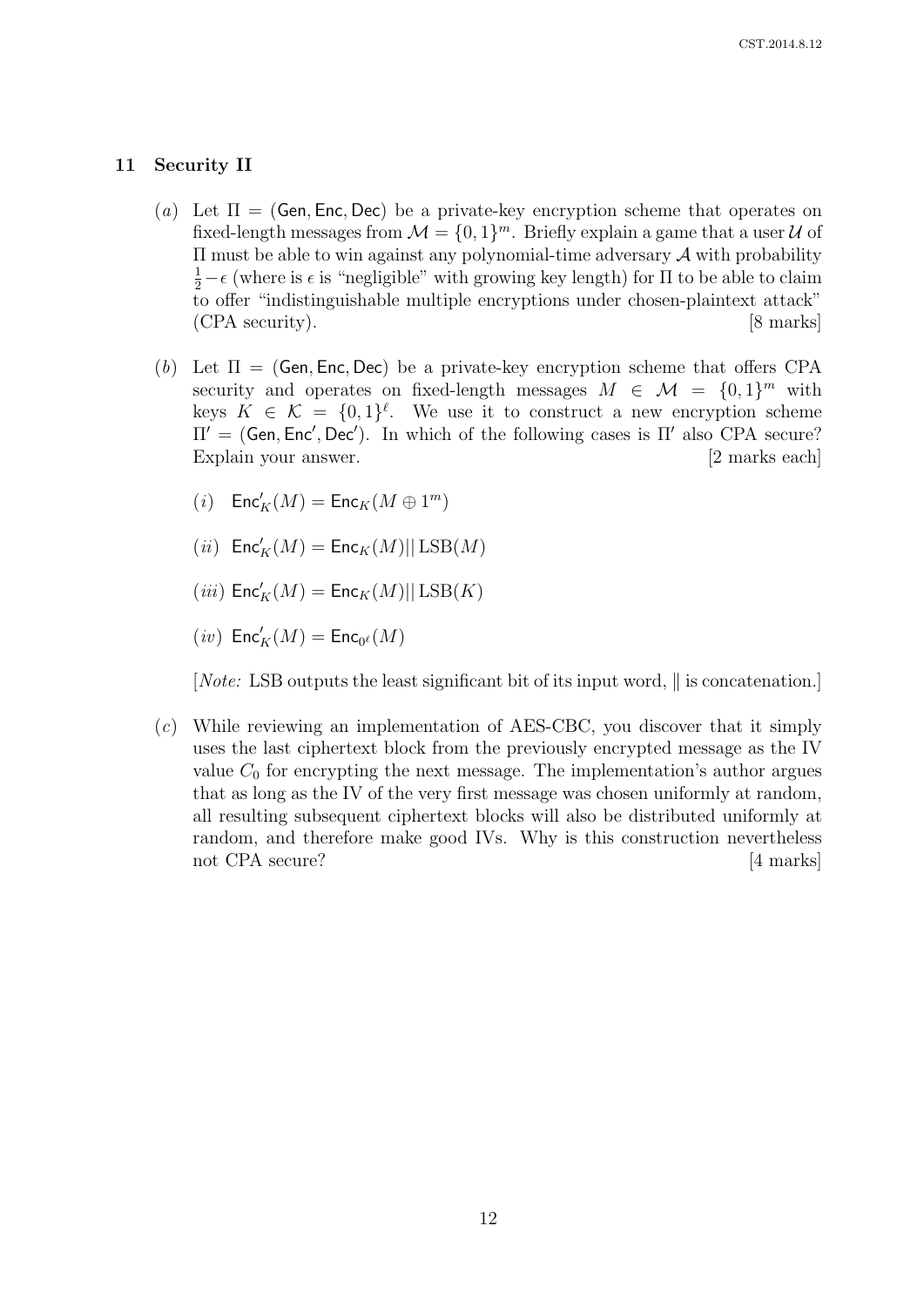## 11 Security II

(*a*) Let $\Pi = (\mathsf{Gen}, \mathsf{Enc}, \mathsf{Dec})$ be a private-key encryption scheme that operates on fixed-length messages from $\mathcal{M} = \{0,1\}^m$. Briefly explain a game that a user $\mathcal{U}$ of $\Pi$ must be able to win against any polynomial-time adversary $\mathcal{A}$ with probability $\frac{1}{2} - \epsilon$ (where is $\epsilon$ is "negligible" with growing key length) for $\Pi$ to be able to claim to offer "indistinguishable multiple encryptions under chosen-plaintext attack" (CPA security). [8 marks]

(*b*) Let $\Pi = (\mathsf{Gen}, \mathsf{Enc}, \mathsf{Dec})$ be a private-key encryption scheme that offers CPA security and operates on fixed-length messages $M \in \mathcal{M} = \{0,1\}^m$ with keys $K \in \mathcal{K} = \{0,1\}^\ell$. We use it to construct a new encryption scheme $\Pi' = (\mathsf{Gen}, \mathsf{Enc}', \mathsf{Dec}')$. In which of the following cases is $\Pi'$ also CPA secure? Explain your answer. [2 marks each]

(*i*) $\mathsf{Enc}'_K(M) = \mathsf{Enc}_K(M \oplus 1^m)$

(*ii*) $\mathsf{Enc}'_K(M) = \mathsf{Enc}_K(M) \| \operatorname{LSB}(M)$

(*iii*) $\mathsf{Enc}'_K(M) = \mathsf{Enc}_K(M) \| \operatorname{LSB}(K)$

(*iv*) $\mathsf{Enc}'_K(M) = \mathsf{Enc}_{0^\ell}(M)$

[*Note:* LSB outputs the least significant bit of its input word, $\|$ is concatenation.]

(*c*) While reviewing an implementation of AES-CBC, you discover that it simply uses the last ciphertext block from the previously encrypted message as the IV value $C_0$ for encrypting the next message. The implementation's author argues that as long as the IV of the very first message was chosen uniformly at random, all resulting subsequent ciphertext blocks will also be distributed uniformly at random, and therefore make good IVs. Why is this construction nevertheless not CPA secure? [4 marks]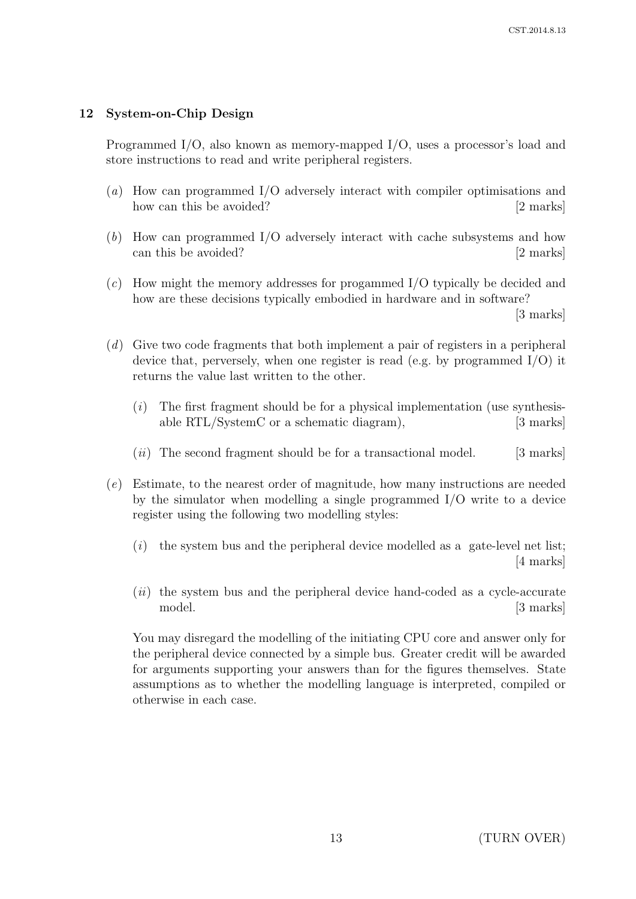## 12 System-on-Chip Design

Programmed I/O, also known as memory-mapped I/O, uses a processor's load and store instructions to read and write peripheral registers.

(*a*) How can programmed I/O adversely interact with compiler optimisations and how can this be avoided? [2 marks]

(*b*) How can programmed I/O adversely interact with cache subsystems and how can this be avoided? [2 marks]

(*c*) How might the memory addresses for progammed I/O typically be decided and how are these decisions typically embodied in hardware and in software? [3 marks]

(*d*) Give two code fragments that both implement a pair of registers in a peripheral device that, perversely, when one register is read (e.g. by programmed I/O) it returns the value last written to the other.

(*i*) The first fragment should be for a physical implementation (use synthesisable RTL/SystemC or a schematic diagram), [3 marks]

(*ii*) The second fragment should be for a transactional model. [3 marks]

(*e*) Estimate, to the nearest order of magnitude, how many instructions are needed by the simulator when modelling a single programmed I/O write to a device register using the following two modelling styles:

(*i*) the system bus and the peripheral device modelled as a gate-level net list; [4 marks]

(*ii*) the system bus and the peripheral device hand-coded as a cycle-accurate model. [3 marks]

You may disregard the modelling of the initiating CPU core and answer only for the peripheral device connected by a simple bus. Greater credit will be awarded for arguments supporting your answers than for the figures themselves. State assumptions as to whether the modelling language is interpreted, compiled or otherwise in each case.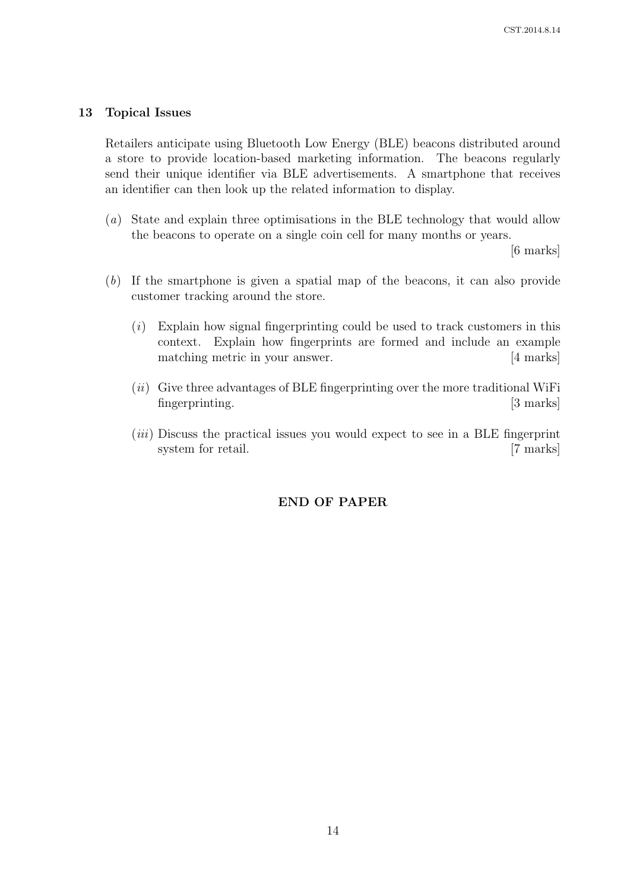## 13 Topical Issues

Retailers anticipate using Bluetooth Low Energy (BLE) beacons distributed around a store to provide location-based marketing information. The beacons regularly send their unique identifier via BLE advertisements. A smartphone that receives an identifier can then look up the related information to display.

(*a*) State and explain three optimisations in the BLE technology that would allow the beacons to operate on a single coin cell for many months or years. [6 marks]

(*b*) If the smartphone is given a spatial map of the beacons, it can also provide customer tracking around the store.

(*i*) Explain how signal fingerprinting could be used to track customers in this context. Explain how fingerprints are formed and include an example matching metric in your answer. [4 marks]

(*ii*) Give three advantages of BLE fingerprinting over the more traditional WiFi fingerprinting. [3 marks]

(*iii*) Discuss the practical issues you would expect to see in a BLE fingerprint system for retail. [7 marks]

**END OF PAPER**